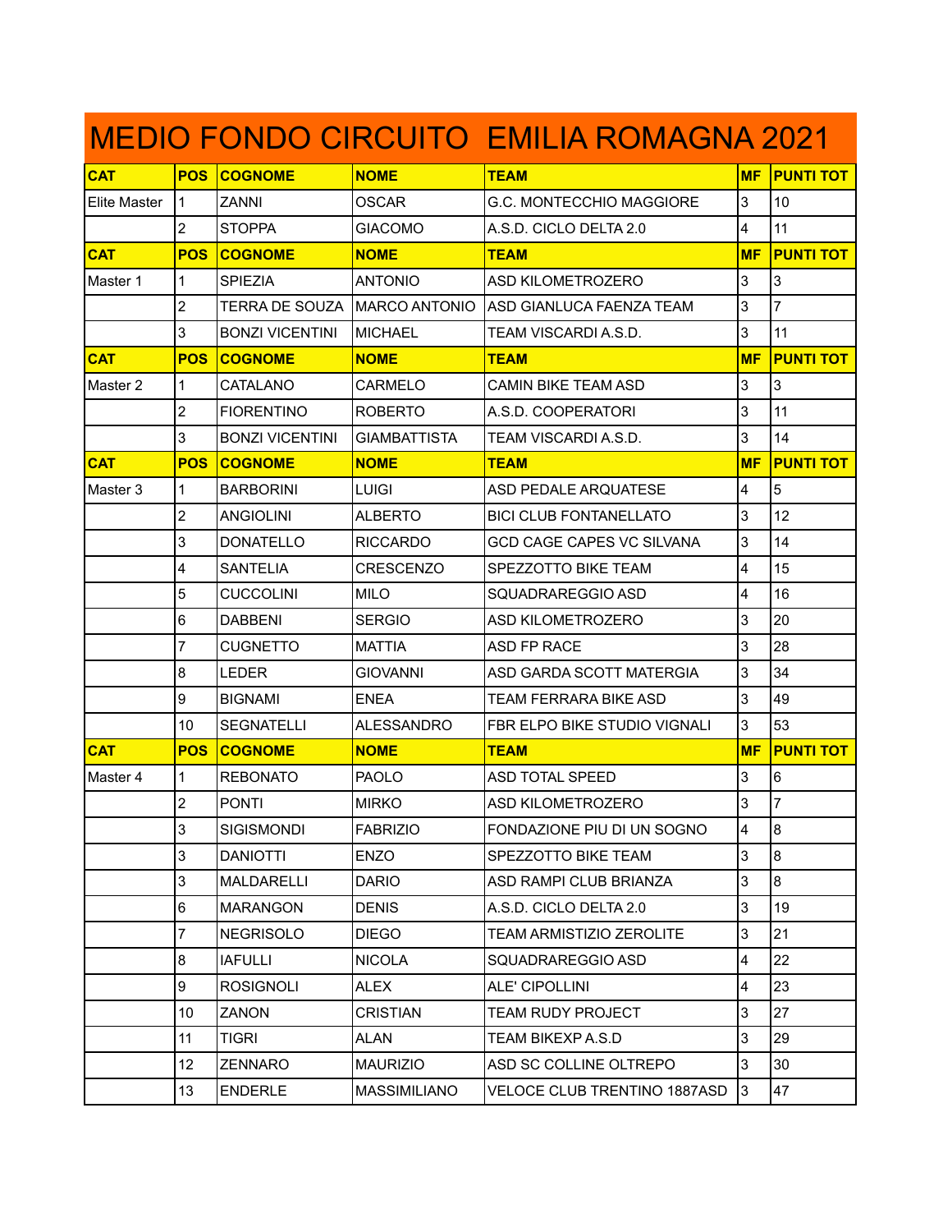# MEDIO FONDO CIRCUITO EMILIA ROMAGNA 2021

| CAT | POS | COGNOME | NOME | TEAM | MF | PUNTI TOT |
|---|---|---|---|---|---|---|
| Elite Master | 1 | ZANNI | OSCAR | G.C. MONTECCHIO MAGGIORE | 3 | 10 |
| | 2 | STOPPA | GIACOMO | A.S.D. CICLO DELTA 2.0 | 4 | 11 |
| **CAT** | **POS** | **COGNOME** | **NOME** | **TEAM** | **MF** | **PUNTI TOT** |
| Master 1 | 1 | SPIEZIA | ANTONIO | ASD KILOMETROZERO | 3 | 3 |
| | 2 | TERRA DE SOUZA | MARCO ANTONIO | ASD GIANLUCA FAENZA TEAM | 3 | 7 |
| | 3 | BONZI VICENTINI | MICHAEL | TEAM VISCARDI A.S.D. | 3 | 11 |
| **CAT** | **POS** | **COGNOME** | **NOME** | **TEAM** | **MF** | **PUNTI TOT** |
| Master 2 | 1 | CATALANO | CARMELO | CAMIN BIKE TEAM ASD | 3 | 3 |
| | 2 | FIORENTINO | ROBERTO | A.S.D. COOPERATORI | 3 | 11 |
| | 3 | BONZI VICENTINI | GIAMBATTISTA | TEAM VISCARDI A.S.D. | 3 | 14 |
| **CAT** | **POS** | **COGNOME** | **NOME** | **TEAM** | **MF** | **PUNTI TOT** |
| Master 3 | 1 | BARBORINI | LUIGI | ASD PEDALE ARQUATESE | 4 | 5 |
| | 2 | ANGIOLINI | ALBERTO | BICI CLUB FONTANELLATO | 3 | 12 |
| | 3 | DONATELLO | RICCARDO | GCD CAGE CAPES VC SILVANA | 3 | 14 |
| | 4 | SANTELIA | CRESCENZO | SPEZZOTTO BIKE TEAM | 4 | 15 |
| | 5 | CUCCOLINI | MILO | SQUADRAREGGIO ASD | 4 | 16 |
| | 6 | DABBENI | SERGIO | ASD KILOMETROZERO | 3 | 20 |
| | 7 | CUGNETTO | MATTIA | ASD FP RACE | 3 | 28 |
| | 8 | LEDER | GIOVANNI | ASD GARDA SCOTT MATERGIA | 3 | 34 |
| | 9 | BIGNAMI | ENEA | TEAM FERRARA BIKE ASD | 3 | 49 |
| | 10 | SEGNATELLI | ALESSANDRO | FBR ELPO BIKE STUDIO VIGNALI | 3 | 53 |
| **CAT** | **POS** | **COGNOME** | **NOME** | **TEAM** | **MF** | **PUNTI TOT** |
| Master 4 | 1 | REBONATO | PAOLO | ASD TOTAL SPEED | 3 | 6 |
| | 2 | PONTI | MIRKO | ASD KILOMETROZERO | 3 | 7 |
| | 3 | SIGISMONDI | FABRIZIO | FONDAZIONE PIU DI UN SOGNO | 4 | 8 |
| | 3 | DANIOTTI | ENZO | SPEZZOTTO BIKE TEAM | 3 | 8 |
| | 3 | MALDARELLI | DARIO | ASD RAMPI CLUB BRIANZA | 3 | 8 |
| | 6 | MARANGON | DENIS | A.S.D. CICLO DELTA 2.0 | 3 | 19 |
| | 7 | NEGRISOLO | DIEGO | TEAM ARMISTIZIO ZEROLITE | 3 | 21 |
| | 8 | IAFULLI | NICOLA | SQUADRAREGGIO ASD | 4 | 22 |
| | 9 | ROSIGNOLI | ALEX | ALE' CIPOLLINI | 4 | 23 |
| | 10 | ZANON | CRISTIAN | TEAM RUDY PROJECT | 3 | 27 |
| | 11 | TIGRI | ALAN | TEAM BIKEXP A.S.D | 3 | 29 |
| | 12 | ZENNARO | MAURIZIO | ASD SC COLLINE OLTREPO | 3 | 30 |
| | 13 | ENDERLE | MASSIMILIANO | VELOCE CLUB TRENTINO 1887ASD | 3 | 47 |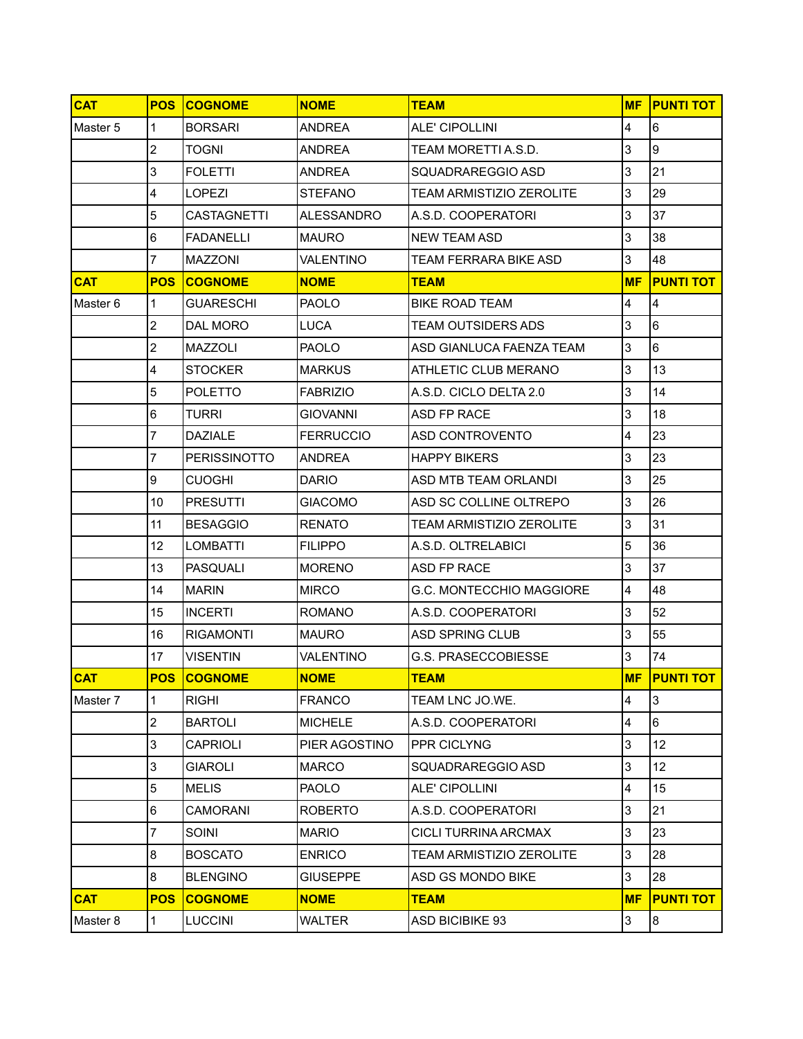| CAT | POS | COGNOME | NOME | TEAM | MF | PUNTI TOT |
|---|---|---|---|---|---|---|
| Master 5 | 1 | BORSARI | ANDREA | ALE' CIPOLLINI | 4 | 6 |
| | 2 | TOGNI | ANDREA | TEAM MORETTI A.S.D. | 3 | 9 |
| | 3 | FOLETTI | ANDREA | SQUADRAREGGIO ASD | 3 | 21 |
| | 4 | LOPEZI | STEFANO | TEAM ARMISTIZIO ZEROLITE | 3 | 29 |
| | 5 | CASTAGNETTI | ALESSANDRO | A.S.D. COOPERATORI | 3 | 37 |
| | 6 | FADANELLI | MAURO | NEW TEAM ASD | 3 | 38 |
| | 7 | MAZZONI | VALENTINO | TEAM FERRARA BIKE ASD | 3 | 48 |
| **CAT** | **POS** | **COGNOME** | **NOME** | **TEAM** | **MF** | **PUNTI TOT** |
| Master 6 | 1 | GUARESCHI | PAOLO | BIKE ROAD TEAM | 4 | 4 |
| | 2 | DAL MORO | LUCA | TEAM OUTSIDERS ADS | 3 | 6 |
| | 2 | MAZZOLI | PAOLO | ASD GIANLUCA FAENZA TEAM | 3 | 6 |
| | 4 | STOCKER | MARKUS | ATHLETIC CLUB MERANO | 3 | 13 |
| | 5 | POLETTO | FABRIZIO | A.S.D. CICLO DELTA 2.0 | 3 | 14 |
| | 6 | TURRI | GIOVANNI | ASD FP RACE | 3 | 18 |
| | 7 | DAZIALE | FERRUCCIO | ASD CONTROVENTO | 4 | 23 |
| | 7 | PERISSINOTTO | ANDREA | HAPPY BIKERS | 3 | 23 |
| | 9 | CUOGHI | DARIO | ASD MTB TEAM ORLANDI | 3 | 25 |
| | 10 | PRESUTTI | GIACOMO | ASD SC COLLINE OLTREPO | 3 | 26 |
| | 11 | BESAGGIO | RENATO | TEAM ARMISTIZIO ZEROLITE | 3 | 31 |
| | 12 | LOMBATTI | FILIPPO | A.S.D. OLTRELABICI | 5 | 36 |
| | 13 | PASQUALI | MORENO | ASD FP RACE | 3 | 37 |
| | 14 | MARIN | MIRCO | G.C. MONTECCHIO MAGGIORE | 4 | 48 |
| | 15 | INCERTI | ROMANO | A.S.D. COOPERATORI | 3 | 52 |
| | 16 | RIGAMONTI | MAURO | ASD SPRING CLUB | 3 | 55 |
| | 17 | VISENTIN | VALENTINO | G.S. PRASECCOBIESSE | 3 | 74 |
| **CAT** | **POS** | **COGNOME** | **NOME** | **TEAM** | **MF** | **PUNTI TOT** |
| Master 7 | 1 | RIGHI | FRANCO | TEAM LNC JO.WE. | 4 | 3 |
| | 2 | BARTOLI | MICHELE | A.S.D. COOPERATORI | 4 | 6 |
| | 3 | CAPRIOLI | PIER AGOSTINO | PPR CICLYNG | 3 | 12 |
| | 3 | GIAROLI | MARCO | SQUADRAREGGIO ASD | 3 | 12 |
| | 5 | MELIS | PAOLO | ALE' CIPOLLINI | 4 | 15 |
| | 6 | CAMORANI | ROBERTO | A.S.D. COOPERATORI | 3 | 21 |
| | 7 | SOINI | MARIO | CICLI TURRINA ARCMAX | 3 | 23 |
| | 8 | BOSCATO | ENRICO | TEAM ARMISTIZIO ZEROLITE | 3 | 28 |
| | 8 | BLENGINO | GIUSEPPE | ASD GS MONDO BIKE | 3 | 28 |
| **CAT** | **POS** | **COGNOME** | **NOME** | **TEAM** | **MF** | **PUNTI TOT** |
| Master 8 | 1 | LUCCINI | WALTER | ASD BICIBIKE 93 | 3 | 8 |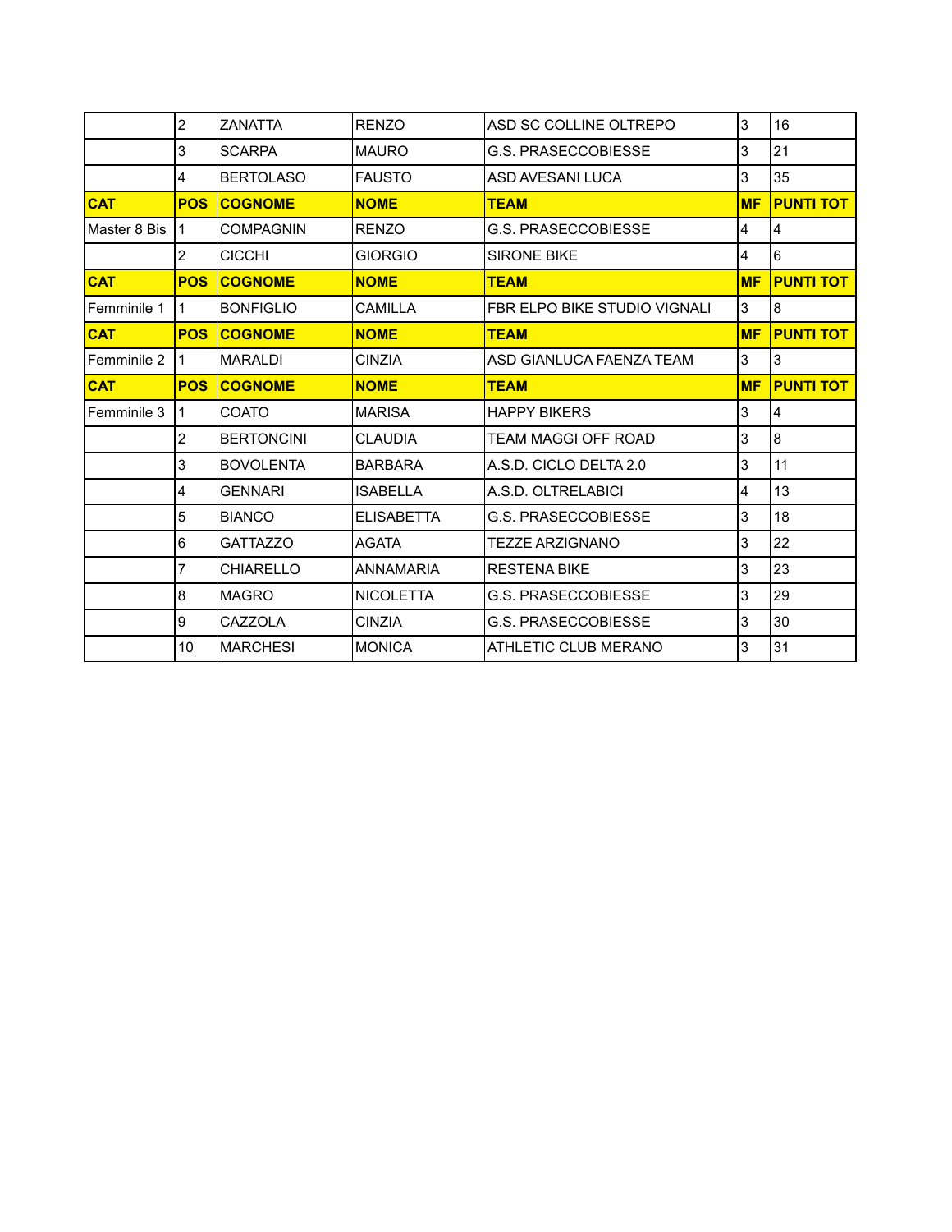| | | | | | | |
|---|---|---|---|---|---|---|
| | 2 | ZANATTA | RENZO | ASD SC COLLINE OLTREPO | 3 | 16 |
| | 3 | SCARPA | MAURO | G.S. PRASECCOBIESSE | 3 | 21 |
| | 4 | BERTOLASO | FAUSTO | ASD AVESANI LUCA | 3 | 35 |
| **CAT** | **POS** | **COGNOME** | **NOME** | **TEAM** | **MF** | **PUNTI TOT** |
| Master 8 Bis | 1 | COMPAGNIN | RENZO | G.S. PRASECCOBIESSE | 4 | 4 |
| | 2 | CICCHI | GIORGIO | SIRONE BIKE | 4 | 6 |
| **CAT** | **POS** | **COGNOME** | **NOME** | **TEAM** | **MF** | **PUNTI TOT** |
| Femminile 1 | 1 | BONFIGLIO | CAMILLA | FBR ELPO BIKE STUDIO VIGNALI | 3 | 8 |
| **CAT** | **POS** | **COGNOME** | **NOME** | **TEAM** | **MF** | **PUNTI TOT** |
| Femminile 2 | 1 | MARALDI | CINZIA | ASD GIANLUCA FAENZA TEAM | 3 | 3 |
| **CAT** | **POS** | **COGNOME** | **NOME** | **TEAM** | **MF** | **PUNTI TOT** |
| Femminile 3 | 1 | COATO | MARISA | HAPPY BIKERS | 3 | 4 |
| | 2 | BERTONCINI | CLAUDIA | TEAM MAGGI OFF ROAD | 3 | 8 |
| | 3 | BOVOLENTA | BARBARA | A.S.D. CICLO DELTA 2.0 | 3 | 11 |
| | 4 | GENNARI | ISABELLA | A.S.D. OLTRELABICI | 4 | 13 |
| | 5 | BIANCO | ELISABETTA | G.S. PRASECCOBIESSE | 3 | 18 |
| | 6 | GATTAZZO | AGATA | TEZZE ARZIGNANO | 3 | 22 |
| | 7 | CHIARELLO | ANNAMARIA | RESTENA BIKE | 3 | 23 |
| | 8 | MAGRO | NICOLETTA | G.S. PRASECCOBIESSE | 3 | 29 |
| | 9 | CAZZOLA | CINZIA | G.S. PRASECCOBIESSE | 3 | 30 |
| | 10 | MARCHESI | MONICA | ATHLETIC CLUB MERANO | 3 | 31 |